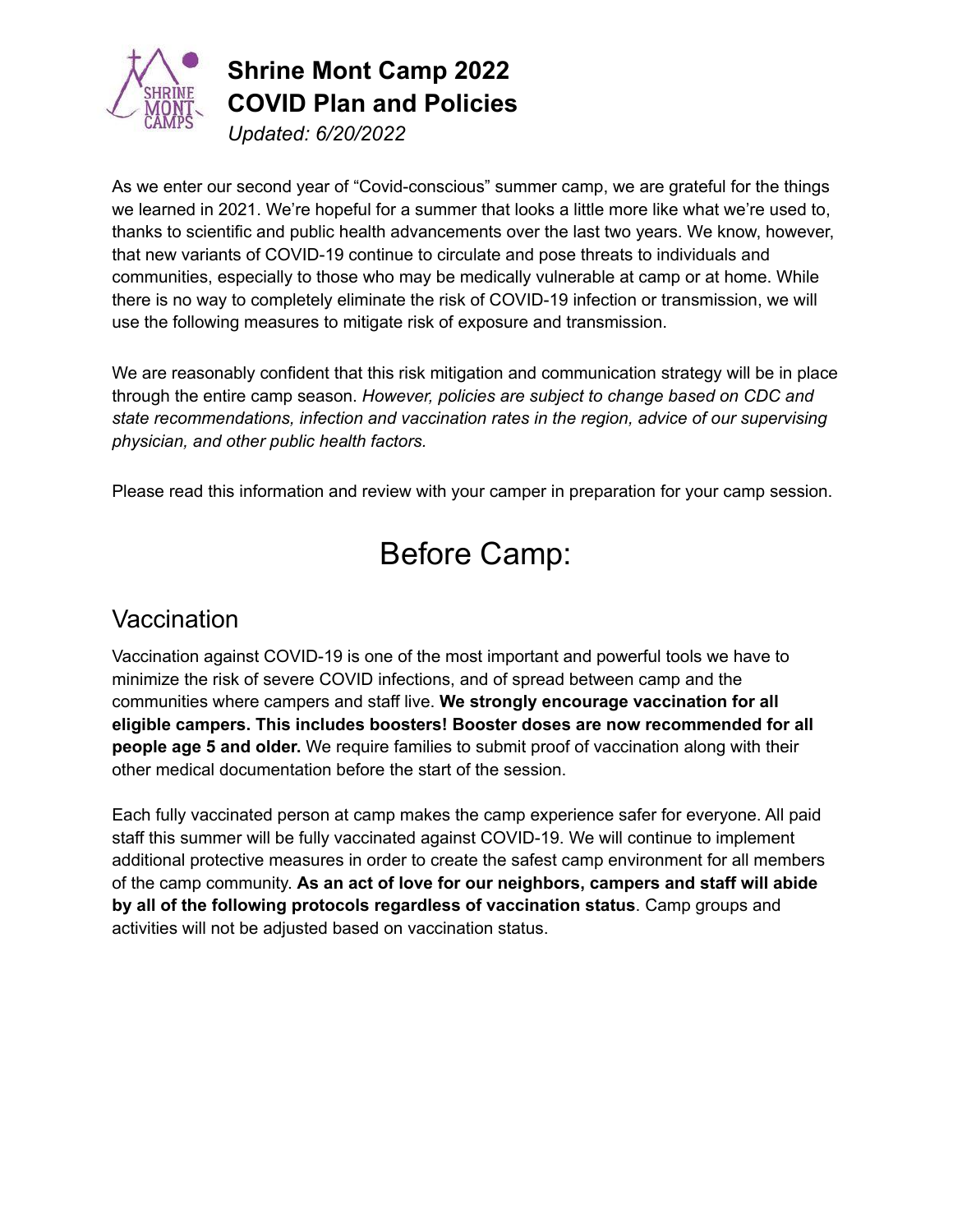# Shrine Mont Camp 2022
# COVID Plan and Policies

*Updated: 6/20/2022*

As we enter our second year of "Covid-conscious" summer camp, we are grateful for the things we learned in 2021. We're hopeful for a summer that looks a little more like what we're used to, thanks to scientific and public health advancements over the last two years. We know, however, that new variants of COVID-19 continue to circulate and pose threats to individuals and communities, especially to those who may be medically vulnerable at camp or at home. While there is no way to completely eliminate the risk of COVID-19 infection or transmission, we will use the following measures to mitigate risk of exposure and transmission.

We are reasonably confident that this risk mitigation and communication strategy will be in place through the entire camp season. *However, policies are subject to change based on CDC and state recommendations, infection and vaccination rates in the region, advice of our supervising physician, and other public health factors.*

Please read this information and review with your camper in preparation for your camp session.

## Before Camp:

### Vaccination

Vaccination against COVID-19 is one of the most important and powerful tools we have to minimize the risk of severe COVID infections, and of spread between camp and the communities where campers and staff live. **We strongly encourage vaccination for all eligible campers. This includes boosters! Booster doses are now recommended for all people age 5 and older.** We require families to submit proof of vaccination along with their other medical documentation before the start of the session.

Each fully vaccinated person at camp makes the camp experience safer for everyone. All paid staff this summer will be fully vaccinated against COVID-19. We will continue to implement additional protective measures in order to create the safest camp environment for all members of the camp community. **As an act of love for our neighbors, campers and staff will abide by all of the following protocols regardless of vaccination status**. Camp groups and activities will not be adjusted based on vaccination status.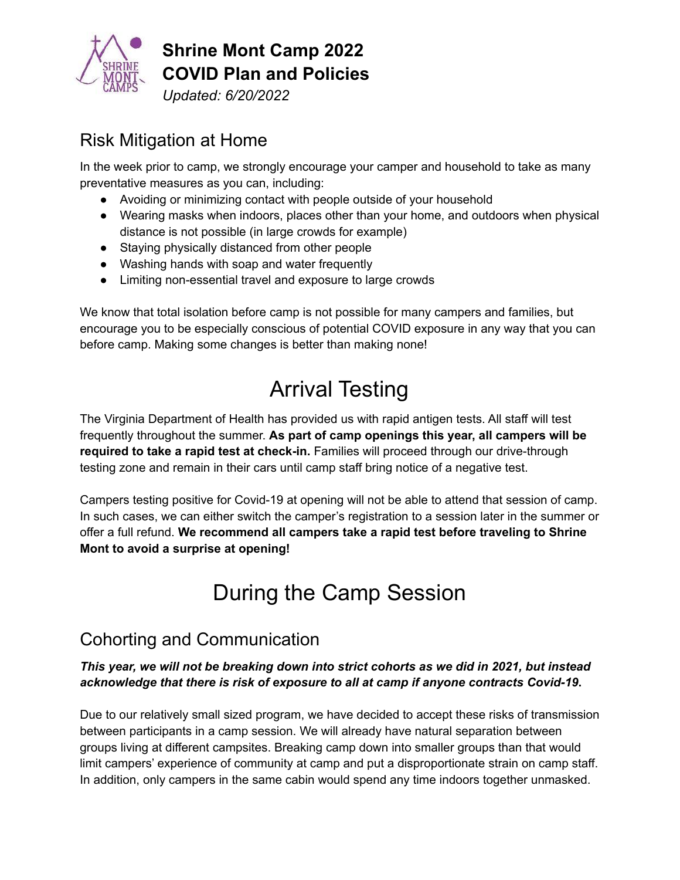# Shrine Mont Camp 2022
# COVID Plan and Policies

*Updated: 6/20/2022*

## Risk Mitigation at Home

In the week prior to camp, we strongly encourage your camper and household to take as many preventative measures as you can, including:

- Avoiding or minimizing contact with people outside of your household
- Wearing masks when indoors, places other than your home, and outdoors when physical distance is not possible (in large crowds for example)
- Staying physically distanced from other people
- Washing hands with soap and water frequently
- Limiting non-essential travel and exposure to large crowds

We know that total isolation before camp is not possible for many campers and families, but encourage you to be especially conscious of potential COVID exposure in any way that you can before camp. Making some changes is better than making none!

# Arrival Testing

The Virginia Department of Health has provided us with rapid antigen tests. All staff will test frequently throughout the summer. **As part of camp openings this year, all campers will be required to take a rapid test at check-in.** Families will proceed through our drive-through testing zone and remain in their cars until camp staff bring notice of a negative test.

Campers testing positive for Covid-19 at opening will not be able to attend that session of camp. In such cases, we can either switch the camper's registration to a session later in the summer or offer a full refund. **We recommend all campers take a rapid test before traveling to Shrine Mont to avoid a surprise at opening!**

# During the Camp Session

## Cohorting and Communication

***This year, we will not be breaking down into strict cohorts as we did in 2021, but instead acknowledge that there is risk of exposure to all at camp if anyone contracts Covid-19.***

Due to our relatively small sized program, we have decided to accept these risks of transmission between participants in a camp session. We will already have natural separation between groups living at different campsites. Breaking camp down into smaller groups than that would limit campers' experience of community at camp and put a disproportionate strain on camp staff. In addition, only campers in the same cabin would spend any time indoors together unmasked.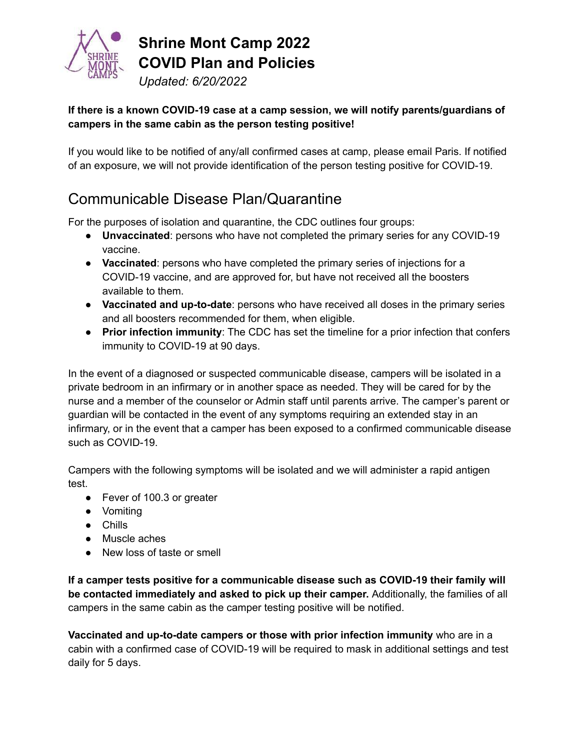# Shrine Mont Camp 2022
# COVID Plan and Policies

*Updated: 6/20/2022*

**If there is a known COVID-19 case at a camp session, we will notify parents/guardians of campers in the same cabin as the person testing positive!**

If you would like to be notified of any/all confirmed cases at camp, please email Paris. If notified of an exposure, we will not provide identification of the person testing positive for COVID-19.

## Communicable Disease Plan/Quarantine

For the purposes of isolation and quarantine, the CDC outlines four groups:

- **Unvaccinated**: persons who have not completed the primary series for any COVID-19 vaccine.
- **Vaccinated**: persons who have completed the primary series of injections for a COVID-19 vaccine, and are approved for, but have not received all the boosters available to them.
- **Vaccinated and up-to-date**: persons who have received all doses in the primary series and all boosters recommended for them, when eligible.
- **Prior infection immunity**: The CDC has set the timeline for a prior infection that confers immunity to COVID-19 at 90 days.

In the event of a diagnosed or suspected communicable disease, campers will be isolated in a private bedroom in an infirmary or in another space as needed. They will be cared for by the nurse and a member of the counselor or Admin staff until parents arrive. The camper's parent or guardian will be contacted in the event of any symptoms requiring an extended stay in an infirmary, or in the event that a camper has been exposed to a confirmed communicable disease such as COVID-19.

Campers with the following symptoms will be isolated and we will administer a rapid antigen test.

- Fever of 100.3 or greater
- Vomiting
- Chills
- Muscle aches
- New loss of taste or smell

**If a camper tests positive for a communicable disease such as COVID-19 their family will be contacted immediately and asked to pick up their camper.** Additionally, the families of all campers in the same cabin as the camper testing positive will be notified.

**Vaccinated and up-to-date campers or those with prior infection immunity** who are in a cabin with a confirmed case of COVID-19 will be required to mask in additional settings and test daily for 5 days.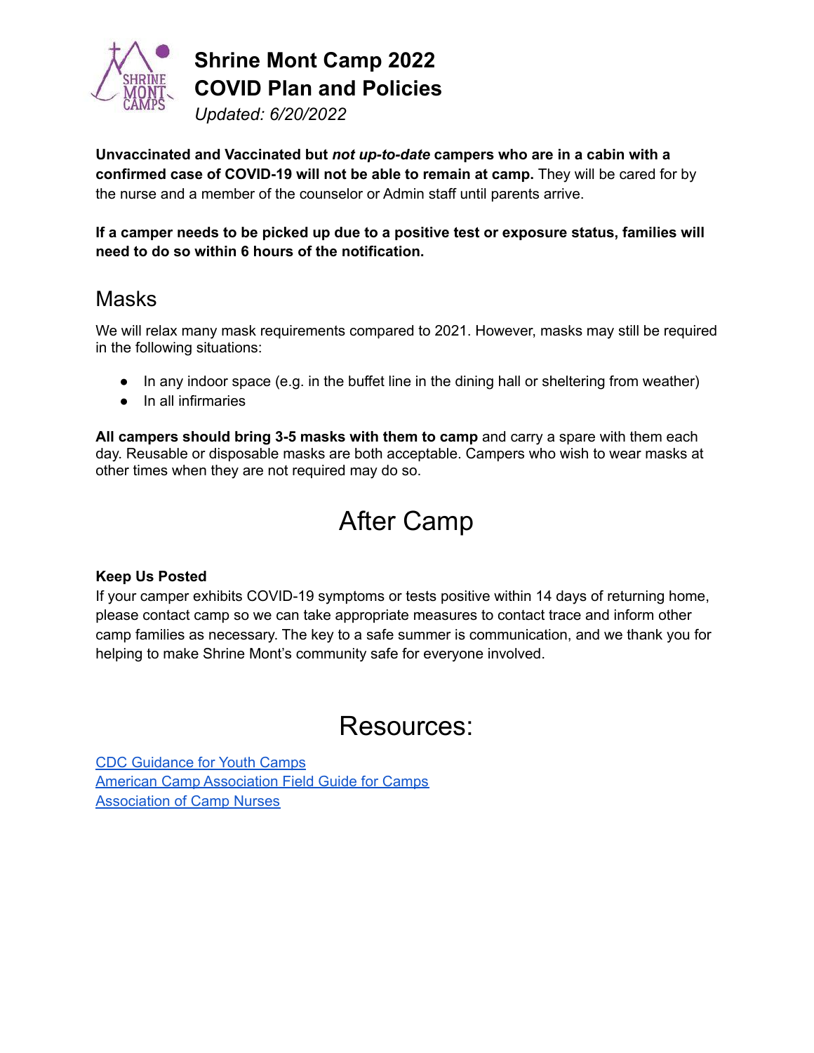# Shrine Mont Camp 2022
# COVID Plan and Policies

*Updated: 6/20/2022*

**Unvaccinated and Vaccinated but *not up-to-date* campers who are in a cabin with a confirmed case of COVID-19 will not be able to remain at camp.** They will be cared for by the nurse and a member of the counselor or Admin staff until parents arrive.

**If a camper needs to be picked up due to a positive test or exposure status, families will need to do so within 6 hours of the notification.**

## Masks

We will relax many mask requirements compared to 2021. However, masks may still be required in the following situations:

- In any indoor space (e.g. in the buffet line in the dining hall or sheltering from weather)
- In all infirmaries

**All campers should bring 3-5 masks with them to camp** and carry a spare with them each day. Reusable or disposable masks are both acceptable. Campers who wish to wear masks at other times when they are not required may do so.

# After Camp

**Keep Us Posted**

If your camper exhibits COVID-19 symptoms or tests positive within 14 days of returning home, please contact camp so we can take appropriate measures to contact trace and inform other camp families as necessary. The key to a safe summer is communication, and we thank you for helping to make Shrine Mont's community safe for everyone involved.

# Resources:

CDC Guidance for Youth Camps
American Camp Association Field Guide for Camps
Association of Camp Nurses